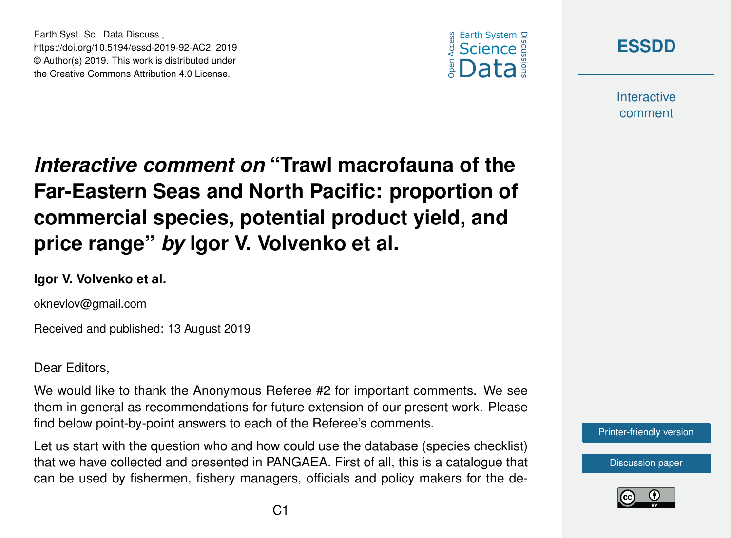Earth Syst. Sci. Data Discuss.,
https://doi.org/10.5194/essd-2019-92-AC2, 2019
© Author(s) 2019. This work is distributed under
the Creative Commons Attribution 4.0 License.

# *Interactive comment on* "Trawl macrofauna of the Far-Eastern Seas and North Pacific: proportion of commercial species, potential product yield, and price range" *by* Igor V. Volvenko et al.

**Igor V. Volvenko et al.**

oknevlov@gmail.com

Received and published: 13 August 2019

Dear Editors,

We would like to thank the Anonymous Referee #2 for important comments. We see them in general as recommendations for future extension of our present work. Please find below point-by-point answers to each of the Referee's comments.

Let us start with the question who and how could use the database (species checklist) that we have collected and presented in PANGAEA. First of all, this is a catalogue that can be used by fishermen, fishery managers, officials and policy makers for the de-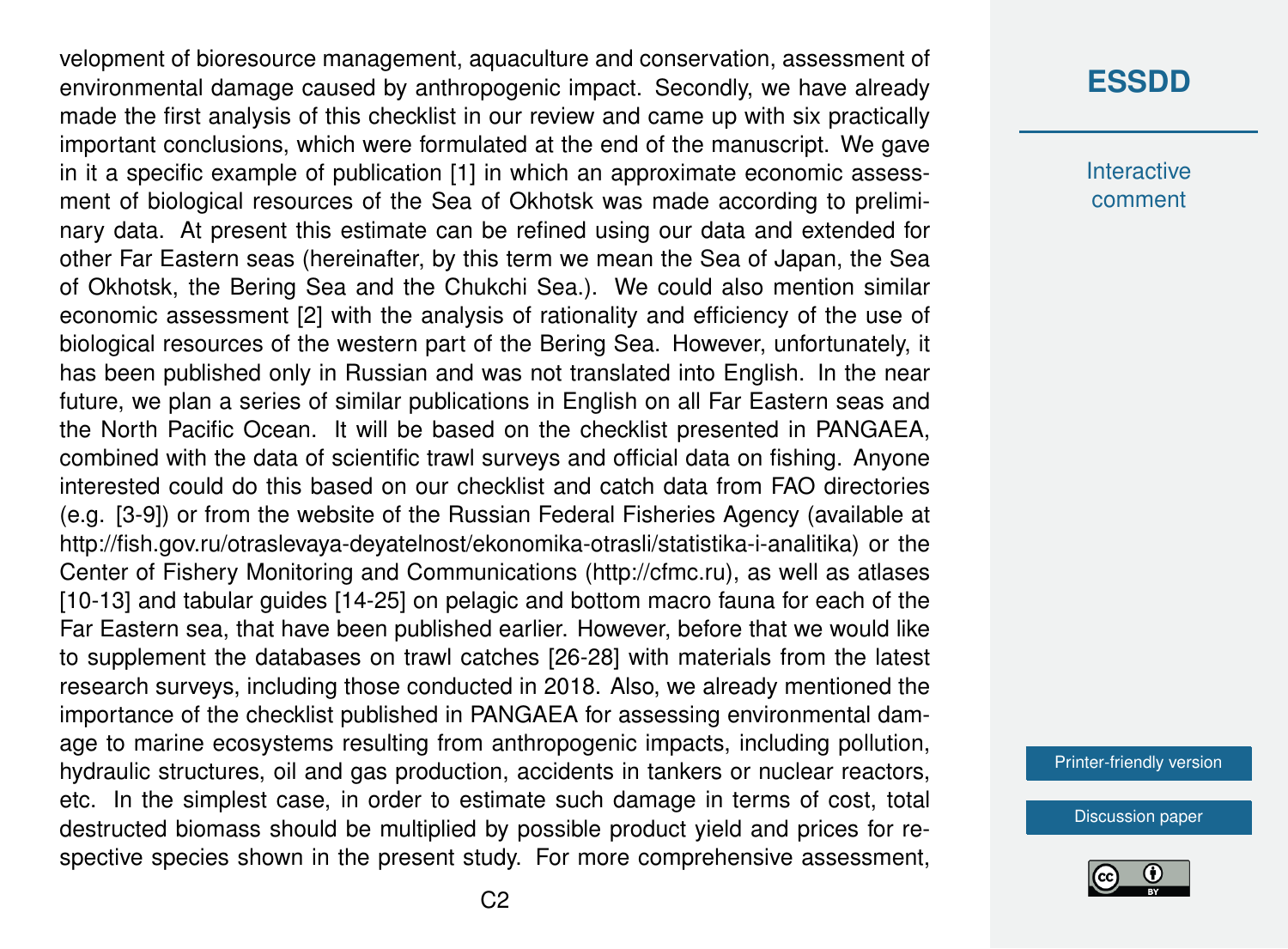velopment of bioresource management, aquaculture and conservation, assessment of environmental damage caused by anthropogenic impact. Secondly, we have already made the first analysis of this checklist in our review and came up with six practically important conclusions, which were formulated at the end of the manuscript. We gave in it a specific example of publication [1] in which an approximate economic assessment of biological resources of the Sea of Okhotsk was made according to preliminary data. At present this estimate can be refined using our data and extended for other Far Eastern seas (hereinafter, by this term we mean the Sea of Japan, the Sea of Okhotsk, the Bering Sea and the Chukchi Sea.). We could also mention similar economic assessment [2] with the analysis of rationality and efficiency of the use of biological resources of the western part of the Bering Sea. However, unfortunately, it has been published only in Russian and was not translated into English. In the near future, we plan a series of similar publications in English on all Far Eastern seas and the North Pacific Ocean. It will be based on the checklist presented in PANGAEA, combined with the data of scientific trawl surveys and official data on fishing. Anyone interested could do this based on our checklist and catch data from FAO directories (e.g. [3-9]) or from the website of the Russian Federal Fisheries Agency (available at http://fish.gov.ru/otraslevaya-deyatelnost/ekonomika-otrasli/statistika-i-analitika) or the Center of Fishery Monitoring and Communications (http://cfmc.ru), as well as atlases [10-13] and tabular guides [14-25] on pelagic and bottom macro fauna for each of the Far Eastern sea, that have been published earlier. However, before that we would like to supplement the databases on trawl catches [26-28] with materials from the latest research surveys, including those conducted in 2018. Also, we already mentioned the importance of the checklist published in PANGAEA for assessing environmental damage to marine ecosystems resulting from anthropogenic impacts, including pollution, hydraulic structures, oil and gas production, accidents in tankers or nuclear reactors, etc. In the simplest case, in order to estimate such damage in terms of cost, total destructed biomass should be multiplied by possible product yield and prices for respective species shown in the present study. For more comprehensive assessment,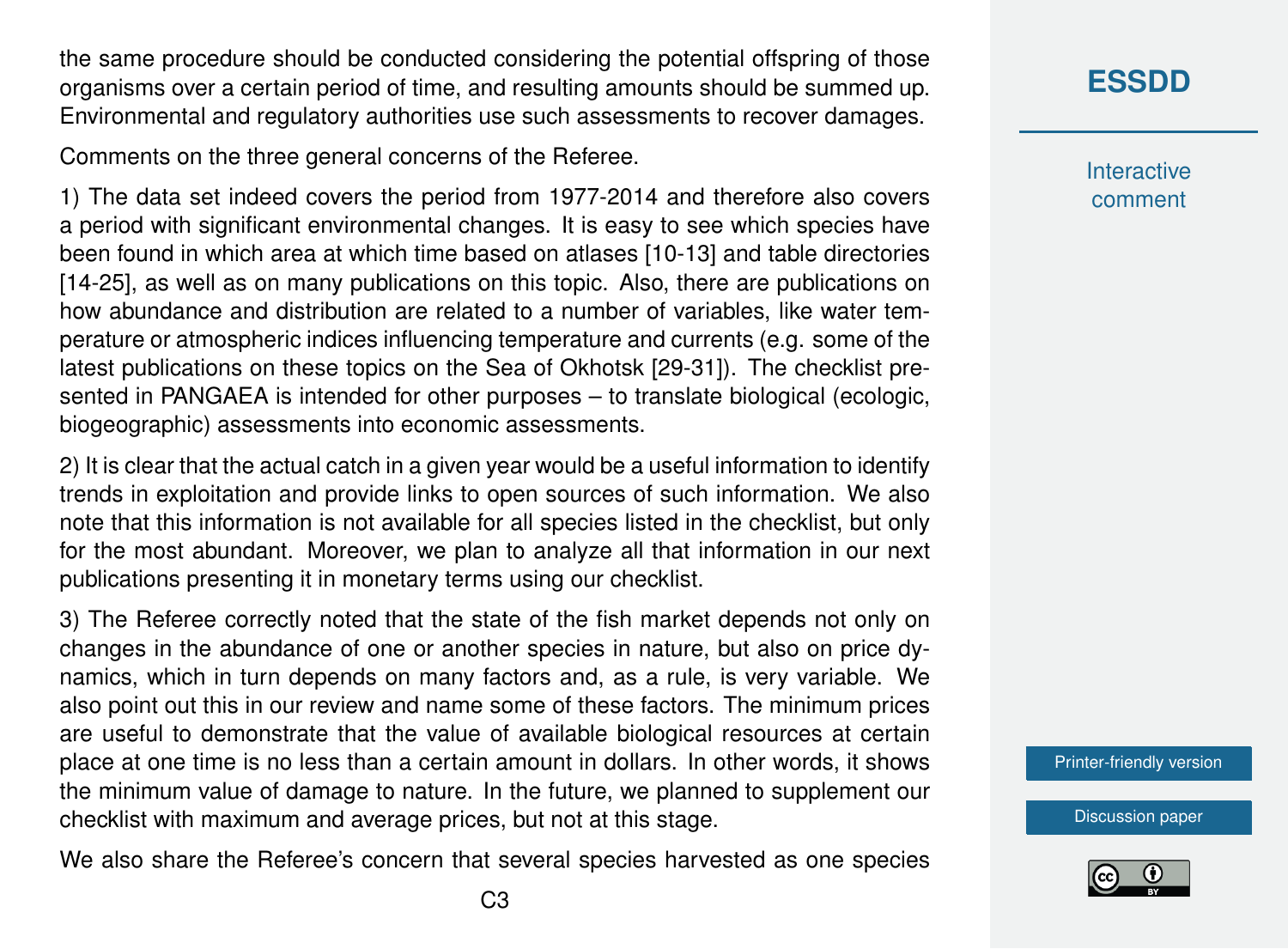the same procedure should be conducted considering the potential offspring of those organisms over a certain period of time, and resulting amounts should be summed up. Environmental and regulatory authorities use such assessments to recover damages.

Comments on the three general concerns of the Referee.

1) The data set indeed covers the period from 1977-2014 and therefore also covers a period with significant environmental changes. It is easy to see which species have been found in which area at which time based on atlases [10-13] and table directories [14-25], as well as on many publications on this topic. Also, there are publications on how abundance and distribution are related to a number of variables, like water temperature or atmospheric indices influencing temperature and currents (e.g. some of the latest publications on these topics on the Sea of Okhotsk [29-31]). The checklist presented in PANGAEA is intended for other purposes – to translate biological (ecologic, biogeographic) assessments into economic assessments.

2) It is clear that the actual catch in a given year would be a useful information to identify trends in exploitation and provide links to open sources of such information. We also note that this information is not available for all species listed in the checklist, but only for the most abundant. Moreover, we plan to analyze all that information in our next publications presenting it in monetary terms using our checklist.

3) The Referee correctly noted that the state of the fish market depends not only on changes in the abundance of one or another species in nature, but also on price dynamics, which in turn depends on many factors and, as a rule, is very variable. We also point out this in our review and name some of these factors. The minimum prices are useful to demonstrate that the value of available biological resources at certain place at one time is no less than a certain amount in dollars. In other words, it shows the minimum value of damage to nature. In the future, we planned to supplement our checklist with maximum and average prices, but not at this stage.

We also share the Referee's concern that several species harvested as one species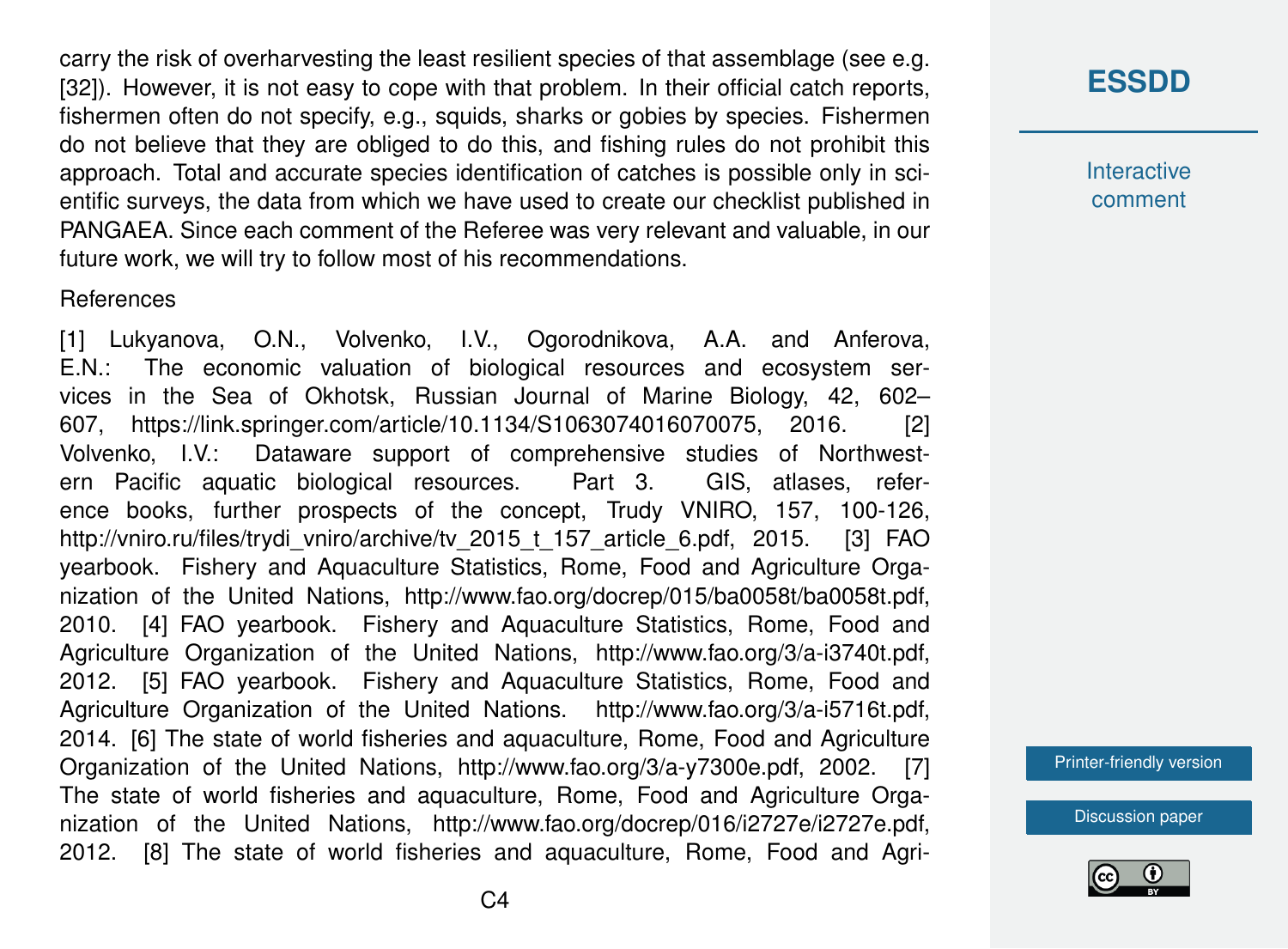carry the risk of overharvesting the least resilient species of that assemblage (see e.g. [32]). However, it is not easy to cope with that problem. In their official catch reports, fishermen often do not specify, e.g., squids, sharks or gobies by species. Fishermen do not believe that they are obliged to do this, and fishing rules do not prohibit this approach. Total and accurate species identification of catches is possible only in scientific surveys, the data from which we have used to create our checklist published in PANGAEA. Since each comment of the Referee was very relevant and valuable, in our future work, we will try to follow most of his recommendations.

References

[1] Lukyanova, O.N., Volvenko, I.V., Ogorodnikova, A.A. and Anferova, E.N.: The economic valuation of biological resources and ecosystem services in the Sea of Okhotsk, Russian Journal of Marine Biology, 42, 602–607, https://link.springer.com/article/10.1134/S1063074016070075, 2016. [2] Volvenko, I.V.: Dataware support of comprehensive studies of Northwestern Pacific aquatic biological resources. Part 3. GIS, atlases, reference books, further prospects of the concept, Trudy VNIRO, 157, 100-126, http://vniro.ru/files/trydi_vniro/archive/tv_2015_t_157_article_6.pdf, 2015. [3] FAO yearbook. Fishery and Aquaculture Statistics, Rome, Food and Agriculture Organization of the United Nations, http://www.fao.org/docrep/015/ba0058t/ba0058t.pdf, 2010. [4] FAO yearbook. Fishery and Aquaculture Statistics, Rome, Food and Agriculture Organization of the United Nations, http://www.fao.org/3/a-i3740t.pdf, 2012. [5] FAO yearbook. Fishery and Aquaculture Statistics, Rome, Food and Agriculture Organization of the United Nations. http://www.fao.org/3/a-i5716t.pdf, 2014. [6] The state of world fisheries and aquaculture, Rome, Food and Agriculture Organization of the United Nations, http://www.fao.org/3/a-y7300e.pdf, 2002. [7] The state of world fisheries and aquaculture, Rome, Food and Agriculture Organization of the United Nations, http://www.fao.org/docrep/016/i2727e/i2727e.pdf, 2012. [8] The state of world fisheries and aquaculture, Rome, Food and Agri-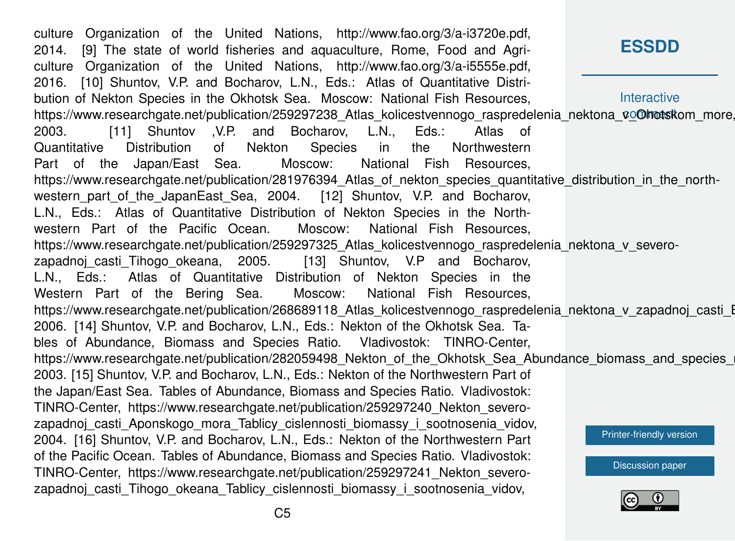culture Organization of the United Nations, http://www.fao.org/3/a-i3720e.pdf, 2014. [9] The state of world fisheries and aquaculture, Rome, Food and Agriculture Organization of the United Nations, http://www.fao.org/3/a-i5555e.pdf, 2016. [10] Shuntov, V.P. and Bocharov, L.N., Eds.: Atlas of Quantitative Distribution of Nekton Species in the Okhotsk Sea. Moscow: National Fish Resources, https://www.researchgate.net/publication/259297238_Atlas_kolicestvennogo_raspredelenia_nektona_v_Ohotskom_more, 2003. [11] Shuntov ,V.P. and Bocharov, L.N., Eds.: Atlas of Quantitative Distribution of Nekton Species in the Northwestern Part of the Japan/East Sea. Moscow: National Fish Resources, https://www.researchgate.net/publication/281976394_Atlas_of_nekton_species_quantitative_distribution_in_the_north-western_part_of_the_JapanEast_Sea, 2004. [12] Shuntov, V.P. and Bocharov, L.N., Eds.: Atlas of Quantitative Distribution of Nekton Species in the Northwestern Part of the Pacific Ocean. Moscow: National Fish Resources, https://www.researchgate.net/publication/259297325_Atlas_kolicestvennogo_raspredelenia_nektona_v_severo-zapadnoj_casti_Tihogo_okeana, 2005. [13] Shuntov, V.P and Bocharov, L.N., Eds.: Atlas of Quantitative Distribution of Nekton Species in the Western Part of the Bering Sea. Moscow: National Fish Resources, https://www.researchgate.net/publication/268689118_Atlas_kolicestvennogo_raspredelenia_nektona_v_zapadnoj_casti_B 2006. [14] Shuntov, V.P. and Bocharov, L.N., Eds.: Nekton of the Okhotsk Sea. Tables of Abundance, Biomass and Species Ratio. Vladivostok: TINRO-Center, https://www.researchgate.net/publication/282059498_Nekton_of_the_Okhotsk_Sea_Abundance_biomass_and_species_r 2003. [15] Shuntov, V.P. and Bocharov, L.N., Eds.: Nekton of the Northwestern Part of the Japan/East Sea. Tables of Abundance, Biomass and Species Ratio. Vladivostok: TINRO-Center, https://www.researchgate.net/publication/259297240_Nekton_severo-zapadnoj_casti_Aponskogo_mora_Tablicy_cislennosti_biomassy_i_sootnosenia_vidov, 2004. [16] Shuntov, V.P. and Bocharov, L.N., Eds.: Nekton of the Northwestern Part of the Pacific Ocean. Tables of Abundance, Biomass and Species Ratio. Vladivostok: TINRO-Center, https://www.researchgate.net/publication/259297241_Nekton_severo-zapadnoj_casti_Tihogo_okeana_Tablicy_cislennosti_biomassy_i_sootnosenia_vidov,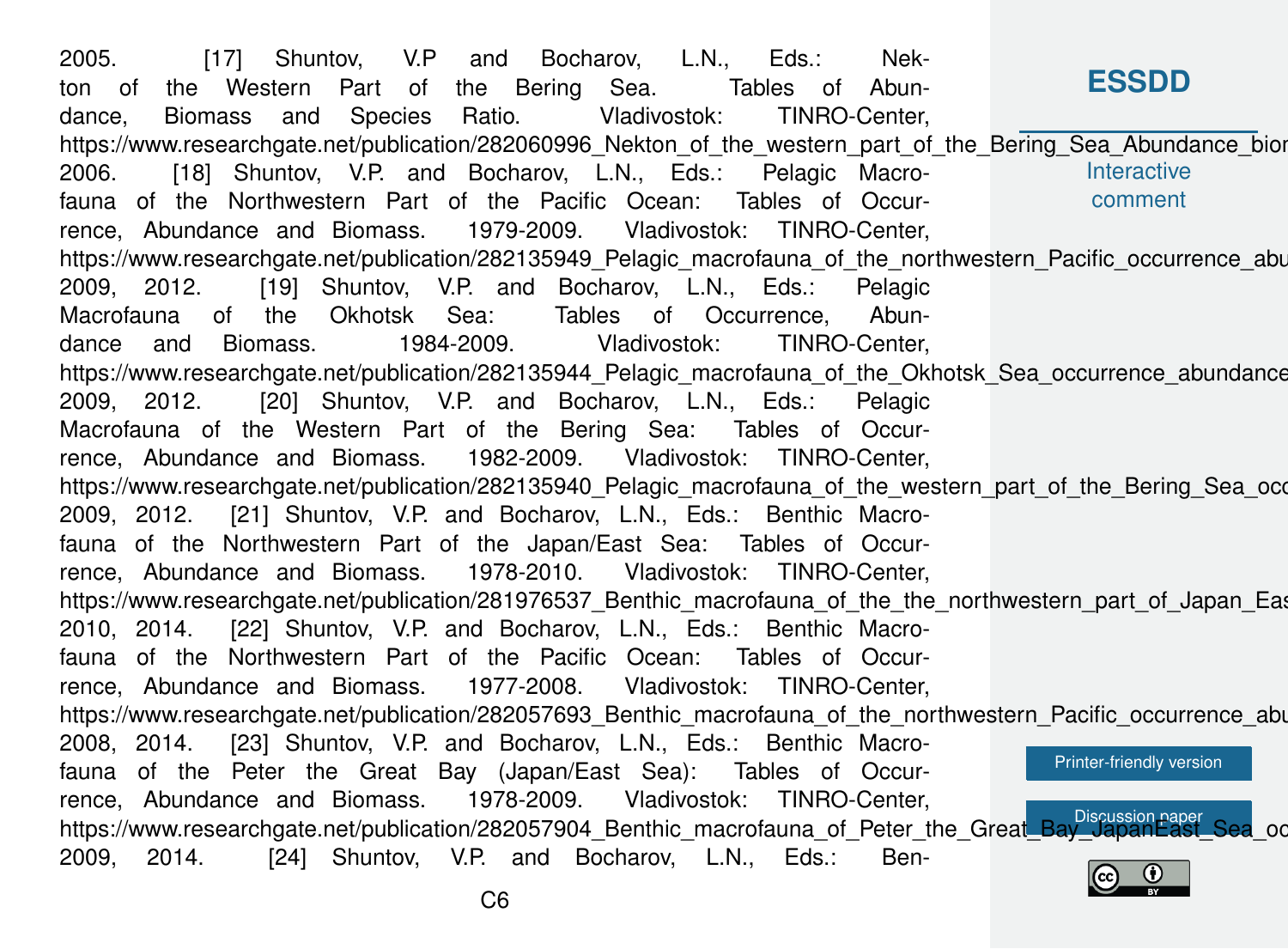2005. [17] Shuntov, V.P and Bocharov, L.N., Eds.: Nekton of the Western Part of the Bering Sea. Tables of Abundance, Biomass and Species Ratio. Vladivostok: TINRO-Center, https://www.researchgate.net/publication/282060996_Nekton_of_the_western_part_of_the_Bering_Sea_Abundance_bior 2006. [18] Shuntov, V.P. and Bocharov, L.N., Eds.: Pelagic Macrofauna of the Northwestern Part of the Pacific Ocean: Tables of Occurrence, Abundance and Biomass. 1979-2009. Vladivostok: TINRO-Center, https://www.researchgate.net/publication/282135949_Pelagic_macrofauna_of_the_northwestern_Pacific_occurrence_abu 2009, 2012. [19] Shuntov, V.P. and Bocharov, L.N., Eds.: Pelagic Macrofauna of the Okhotsk Sea: Tables of Occurrence, Abundance and Biomass. 1984-2009. Vladivostok: TINRO-Center, https://www.researchgate.net/publication/282135944_Pelagic_macrofauna_of_the_Okhotsk_Sea_occurrence_abundance 2009, 2012. [20] Shuntov, V.P. and Bocharov, L.N., Eds.: Pelagic Macrofauna of the Western Part of the Bering Sea: Tables of Occurrence, Abundance and Biomass. 1982-2009. Vladivostok: TINRO-Center, https://www.researchgate.net/publication/282135940_Pelagic_macrofauna_of_the_western_part_of_the_Bering_Sea_occ 2009, 2012. [21] Shuntov, V.P. and Bocharov, L.N., Eds.: Benthic Macrofauna of the Northwestern Part of the Japan/East Sea: Tables of Occurrence, Abundance and Biomass. 1978-2010. Vladivostok: TINRO-Center, https://www.researchgate.net/publication/281976537_Benthic_macrofauna_of_the_the_northwestern_part_of_Japan_Eas 2010, 2014. [22] Shuntov, V.P. and Bocharov, L.N., Eds.: Benthic Macrofauna of the Northwestern Part of the Pacific Ocean: Tables of Occurrence, Abundance and Biomass. 1977-2008. Vladivostok: TINRO-Center, https://www.researchgate.net/publication/282057693_Benthic_macrofauna_of_the_northwestern_Pacific_occurrence_abu 2008, 2014. [23] Shuntov, V.P. and Bocharov, L.N., Eds.: Benthic Macrofauna of the Peter the Great Bay (Japan/East Sea): Tables of Occurrence, Abundance and Biomass. 1978-2009. Vladivostok: TINRO-Center, https://www.researchgate.net/publication/282057904_Benthic_macrofauna_of_Peter_the_Great_Bay_JapanEast_Sea_oc 2009, 2014. [24] Shuntov, V.P. and Bocharov, L.N., Eds.: Ben-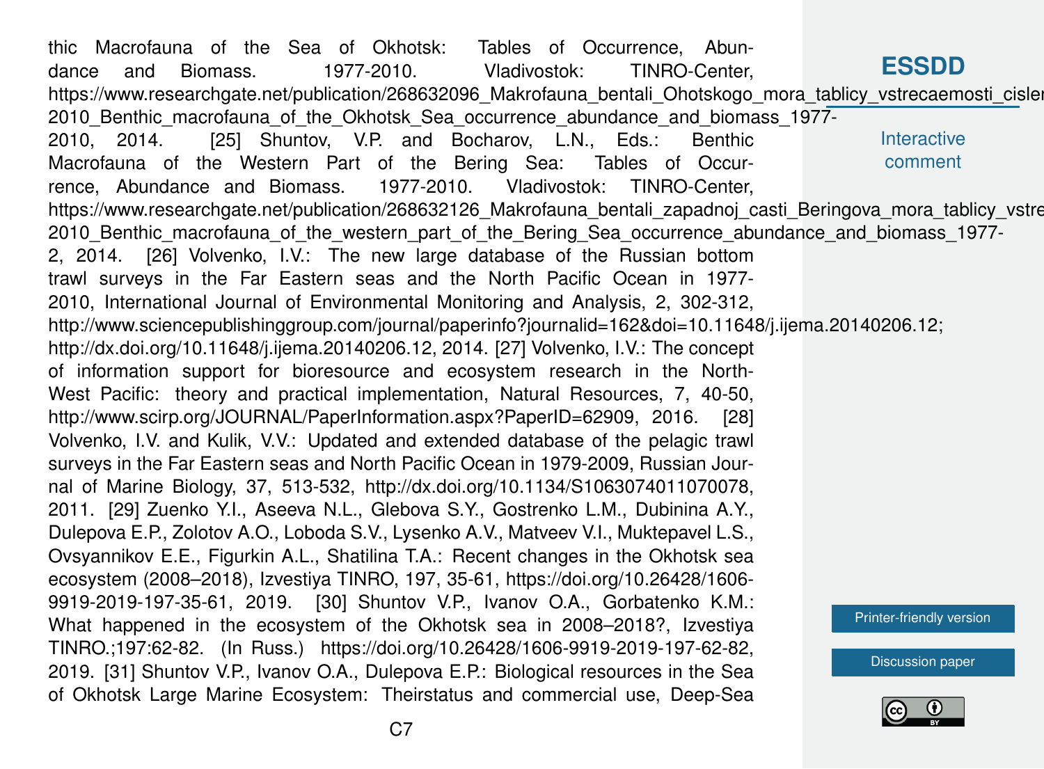thic Macrofauna of the Sea of Okhotsk: Tables of Occurrence, Abundance and Biomass. 1977-2010. Vladivostok: TINRO-Center, https://www.researchgate.net/publication/268632096_Makrofauna_bentali_Ohotskogo_mora_tablicy_vstrecaemosti_cislen 2010_Benthic_macrofauna_of_the_Okhotsk_Sea_occurrence_abundance_and_biomass_1977-2010, 2014. [25] Shuntov, V.P. and Bocharov, L.N., Eds.: Benthic Macrofauna of the Western Part of the Bering Sea: Tables of Occurrence, Abundance and Biomass. 1977-2010. Vladivostok: TINRO-Center, https://www.researchgate.net/publication/268632126_Makrofauna_bentali_zapadnoj_casti_Beringova_mora_tablicy_vstre 2010_Benthic_macrofauna_of_the_western_part_of_the_Bering_Sea_occurrence_abundance_and_biomass_1977-2, 2014. [26] Volvenko, I.V.: The new large database of the Russian bottom trawl surveys in the Far Eastern seas and the North Pacific Ocean in 1977-2010, International Journal of Environmental Monitoring and Analysis, 2, 302-312, http://www.sciencepublishinggroup.com/journal/paperinfo?journalid=162&doi=10.11648/j.ijema.20140206.12; http://dx.doi.org/10.11648/j.ijema.20140206.12, 2014. [27] Volvenko, I.V.: The concept of information support for bioresource and ecosystem research in the North-West Pacific: theory and practical implementation, Natural Resources, 7, 40-50, http://www.scirp.org/JOURNAL/PaperInformation.aspx?PaperID=62909, 2016. [28] Volvenko, I.V. and Kulik, V.V.: Updated and extended database of the pelagic trawl surveys in the Far Eastern seas and North Pacific Ocean in 1979-2009, Russian Journal of Marine Biology, 37, 513-532, http://dx.doi.org/10.1134/S1063074011070078, 2011. [29] Zuenko Y.I., Aseeva N.L., Glebova S.Y., Gostrenko L.M., Dubinina A.Y., Dulepova E.P., Zolotov A.O., Loboda S.V., Lysenko A.V., Matveev V.I., Muktepavel L.S., Ovsyannikov E.E., Figurkin A.L., Shatilina T.A.: Recent changes in the Okhotsk sea ecosystem (2008–2018), Izvestiya TINRO, 197, 35-61, https://doi.org/10.26428/1606-9919-2019-197-35-61, 2019. [30] Shuntov V.P., Ivanov O.A., Gorbatenko K.M.: What happened in the ecosystem of the Okhotsk sea in 2008–2018?, Izvestiya TINRO.;197:62-82. (In Russ.) https://doi.org/10.26428/1606-9919-2019-197-62-82, 2019. [31] Shuntov V.P., Ivanov O.A., Dulepova E.P.: Biological resources in the Sea of Okhotsk Large Marine Ecosystem: Theirstatus and commercial use, Deep-Sea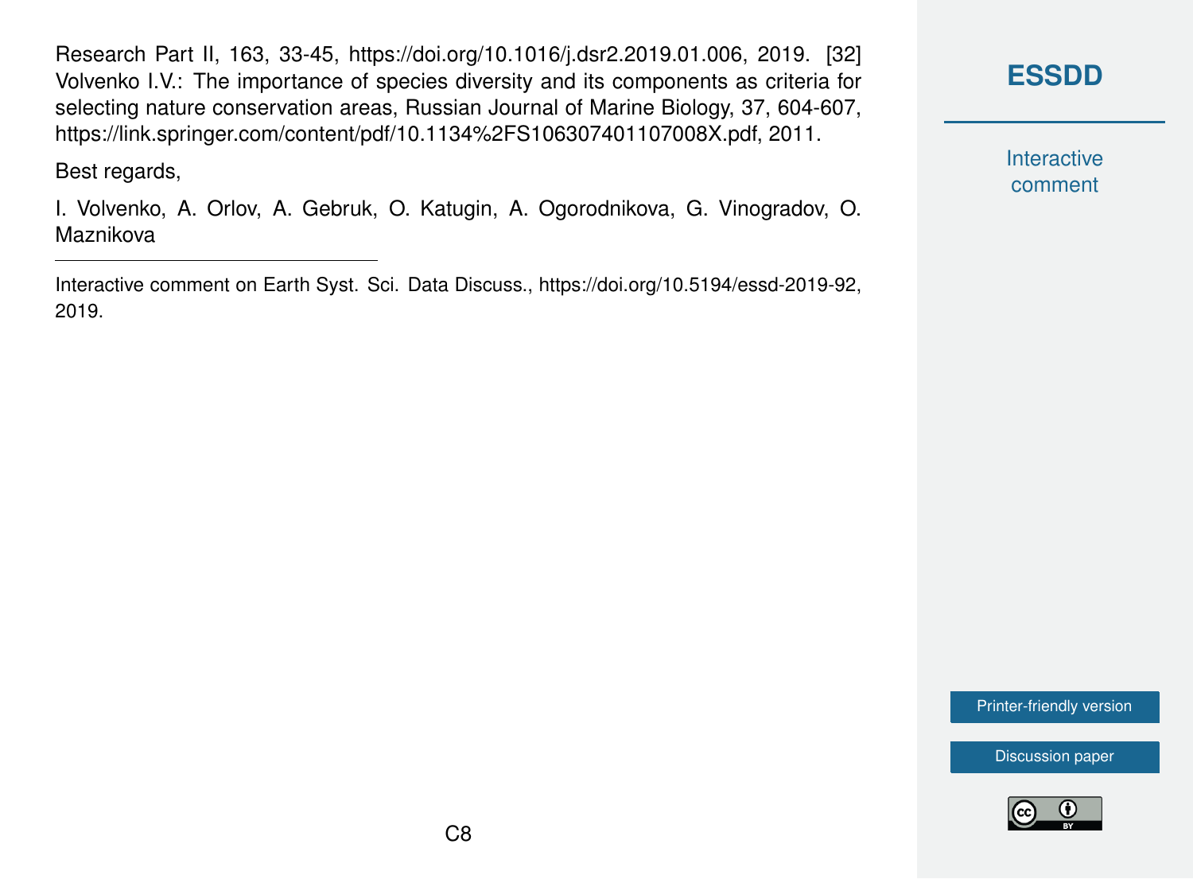Research Part II, 163, 33-45, https://doi.org/10.1016/j.dsr2.2019.01.006, 2019. [32] Volvenko I.V.: The importance of species diversity and its components as criteria for selecting nature conservation areas, Russian Journal of Marine Biology, 37, 604-607, https://link.springer.com/content/pdf/10.1134%2FS106307401107008X.pdf, 2011.

Best regards,

I. Volvenko, A. Orlov, A. Gebruk, O. Katugin, A. Ogorodnikova, G. Vinogradov, O. Maznikova

---

Interactive comment on Earth Syst. Sci. Data Discuss., https://doi.org/10.5194/essd-2019-92, 2019.